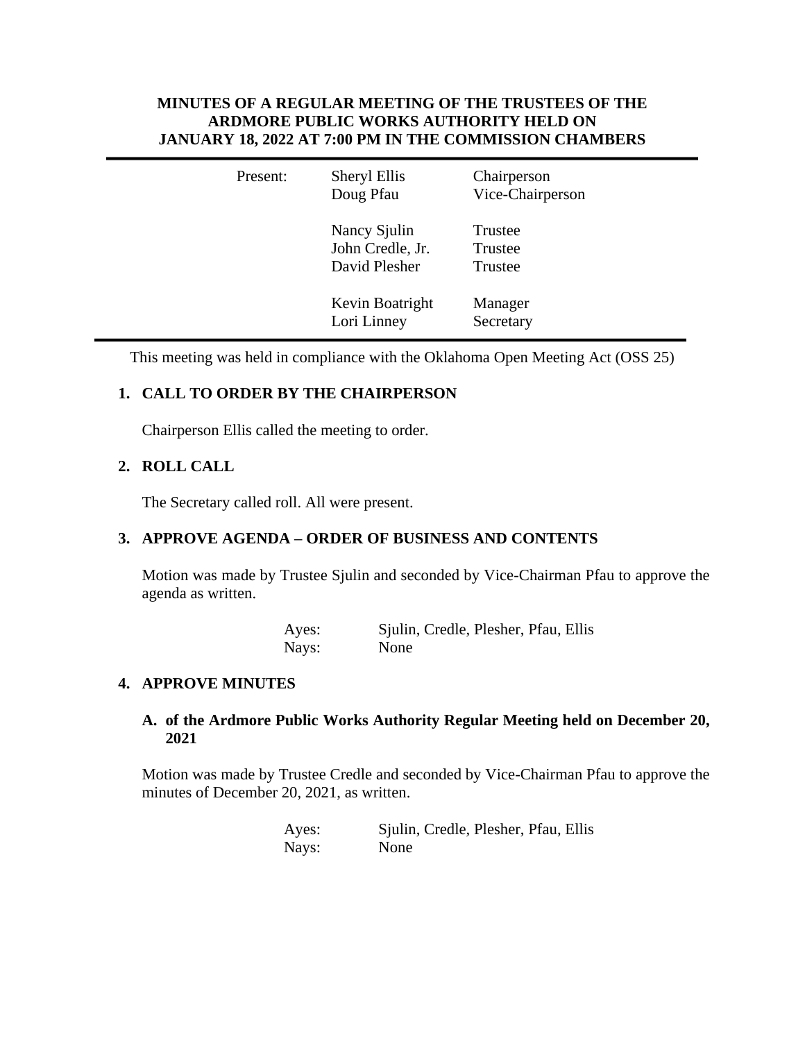**MINUTES OF A REGULAR MEETING OF THE TRUSTEES OF THE ARDMORE PUBLIC WORKS AUTHORITY HELD ON JANUARY 18, 2022 AT 7:00 PM IN THE COMMISSION CHAMBERS**

| Present: | Sheryl Ellis | Chairperson |
|---|---|---|
| | Doug Pfau | Vice-Chairperson |
| | Nancy Sjulin | Trustee |
| | John Credle, Jr. | Trustee |
| | David Plesher | Trustee |
| | Kevin Boatright | Manager |
| | Lori Linney | Secretary |

This meeting was held in compliance with the Oklahoma Open Meeting Act (OSS 25)

## 1. CALL TO ORDER BY THE CHAIRPERSON

Chairperson Ellis called the meeting to order.

## 2. ROLL CALL

The Secretary called roll. All were present.

## 3. APPROVE AGENDA – ORDER OF BUSINESS AND CONTENTS

Motion was made by Trustee Sjulin and seconded by Vice-Chairman Pfau to approve the agenda as written.

Ayes: Sjulin, Credle, Plesher, Pfau, Ellis
Nays: None

## 4. APPROVE MINUTES

### A. of the Ardmore Public Works Authority Regular Meeting held on December 20, 2021

Motion was made by Trustee Credle and seconded by Vice-Chairman Pfau to approve the minutes of December 20, 2021, as written.

Ayes: Sjulin, Credle, Plesher, Pfau, Ellis
Nays: None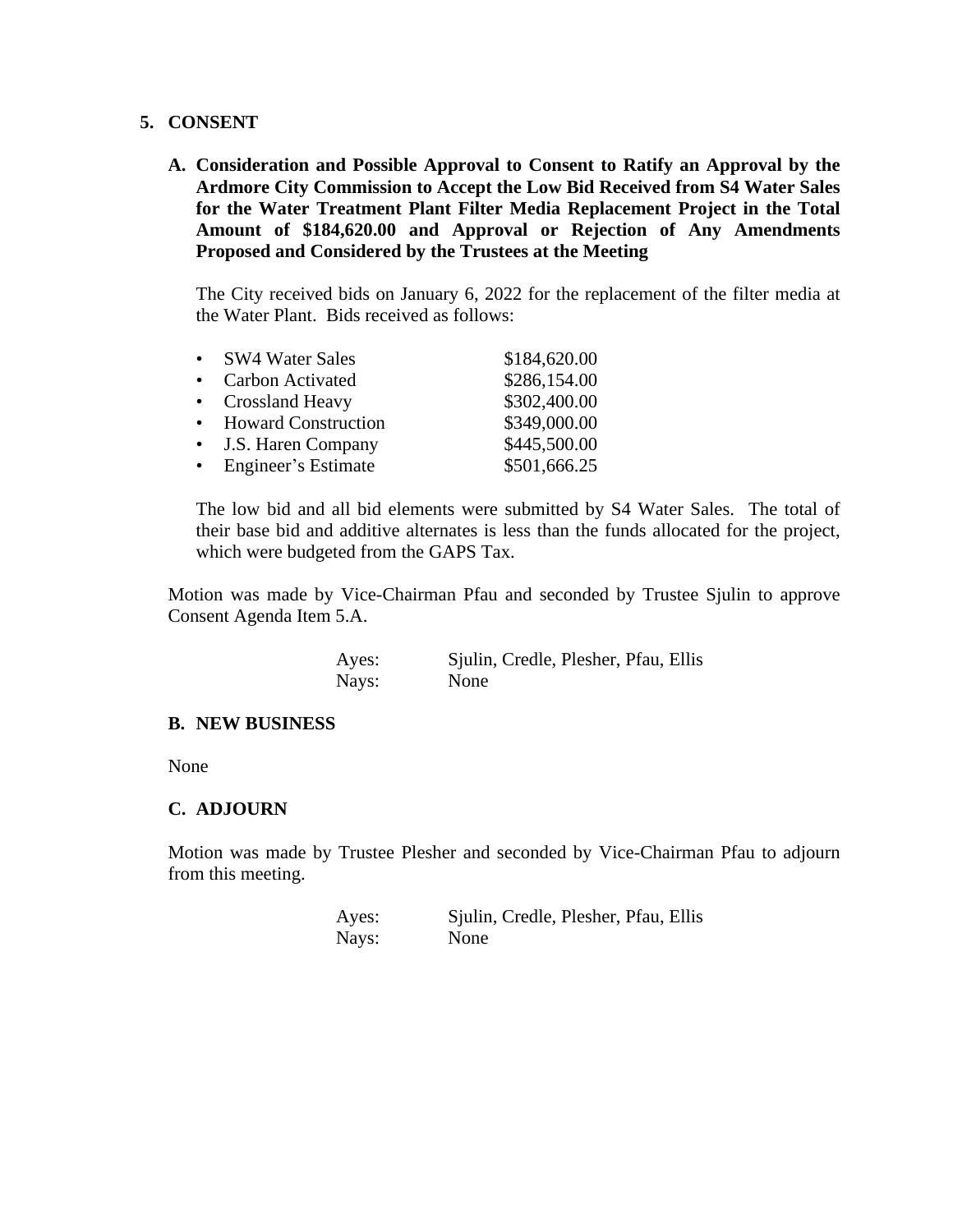## 5. CONSENT

**A. Consideration and Possible Approval to Consent to Ratify an Approval by the Ardmore City Commission to Accept the Low Bid Received from S4 Water Sales for the Water Treatment Plant Filter Media Replacement Project in the Total Amount of $184,620.00 and Approval or Rejection of Any Amendments Proposed and Considered by the Trustees at the Meeting**

The City received bids on January 6, 2022 for the replacement of the filter media at the Water Plant. Bids received as follows:

| | |
|---|---|
| • SW4 Water Sales | $184,620.00 |
| • Carbon Activated | $286,154.00 |
| • Crossland Heavy | $302,400.00 |
| • Howard Construction | $349,000.00 |
| • J.S. Haren Company | $445,500.00 |
| • Engineer's Estimate | $501,666.25 |

The low bid and all bid elements were submitted by S4 Water Sales. The total of their base bid and additive alternates is less than the funds allocated for the project, which were budgeted from the GAPS Tax.

Motion was made by Vice-Chairman Pfau and seconded by Trustee Sjulin to approve Consent Agenda Item 5.A.

| | |
|---|---|
| Ayes: | Sjulin, Credle, Plesher, Pfau, Ellis |
| Nays: | None |

**B. NEW BUSINESS**

None

**C. ADJOURN**

Motion was made by Trustee Plesher and seconded by Vice-Chairman Pfau to adjourn from this meeting.

| | |
|---|---|
| Ayes: | Sjulin, Credle, Plesher, Pfau, Ellis |
| Nays: | None |